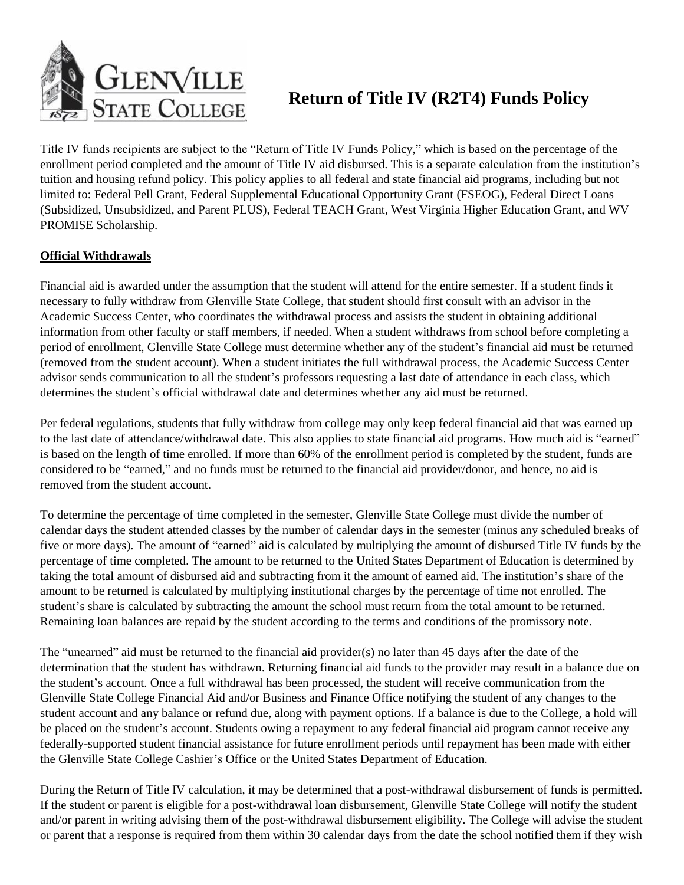# Return of Title IV (R2T4) Funds Policy

Title IV funds recipients are subject to the "Return of Title IV Funds Policy," which is based on the percentage of the enrollment period completed and the amount of Title IV aid disbursed. This is a separate calculation from the institution's tuition and housing refund policy. This policy applies to all federal and state financial aid programs, including but not limited to: Federal Pell Grant, Federal Supplemental Educational Opportunity Grant (FSEOG), Federal Direct Loans (Subsidized, Unsubsidized, and Parent PLUS), Federal TEACH Grant, West Virginia Higher Education Grant, and WV PROMISE Scholarship.

**Official Withdrawals**

Financial aid is awarded under the assumption that the student will attend for the entire semester. If a student finds it necessary to fully withdraw from Glenville State College, that student should first consult with an advisor in the Academic Success Center, who coordinates the withdrawal process and assists the student in obtaining additional information from other faculty or staff members, if needed. When a student withdraws from school before completing a period of enrollment, Glenville State College must determine whether any of the student's financial aid must be returned (removed from the student account). When a student initiates the full withdrawal process, the Academic Success Center advisor sends communication to all the student's professors requesting a last date of attendance in each class, which determines the student's official withdrawal date and determines whether any aid must be returned.

Per federal regulations, students that fully withdraw from college may only keep federal financial aid that was earned up to the last date of attendance/withdrawal date. This also applies to state financial aid programs. How much aid is "earned" is based on the length of time enrolled. If more than 60% of the enrollment period is completed by the student, funds are considered to be "earned," and no funds must be returned to the financial aid provider/donor, and hence, no aid is removed from the student account.

To determine the percentage of time completed in the semester, Glenville State College must divide the number of calendar days the student attended classes by the number of calendar days in the semester (minus any scheduled breaks of five or more days). The amount of "earned" aid is calculated by multiplying the amount of disbursed Title IV funds by the percentage of time completed. The amount to be returned to the United States Department of Education is determined by taking the total amount of disbursed aid and subtracting from it the amount of earned aid. The institution's share of the amount to be returned is calculated by multiplying institutional charges by the percentage of time not enrolled. The student's share is calculated by subtracting the amount the school must return from the total amount to be returned. Remaining loan balances are repaid by the student according to the terms and conditions of the promissory note.

The "unearned" aid must be returned to the financial aid provider(s) no later than 45 days after the date of the determination that the student has withdrawn. Returning financial aid funds to the provider may result in a balance due on the student's account. Once a full withdrawal has been processed, the student will receive communication from the Glenville State College Financial Aid and/or Business and Finance Office notifying the student of any changes to the student account and any balance or refund due, along with payment options. If a balance is due to the College, a hold will be placed on the student's account. Students owing a repayment to any federal financial aid program cannot receive any federally-supported student financial assistance for future enrollment periods until repayment has been made with either the Glenville State College Cashier's Office or the United States Department of Education.

During the Return of Title IV calculation, it may be determined that a post-withdrawal disbursement of funds is permitted. If the student or parent is eligible for a post-withdrawal loan disbursement, Glenville State College will notify the student and/or parent in writing advising them of the post-withdrawal disbursement eligibility. The College will advise the student or parent that a response is required from them within 30 calendar days from the date the school notified them if they wish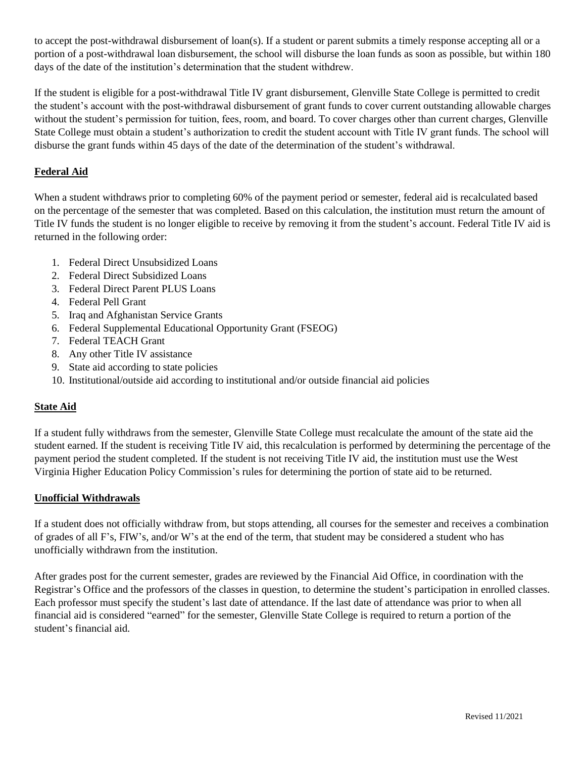to accept the post-withdrawal disbursement of loan(s). If a student or parent submits a timely response accepting all or a portion of a post-withdrawal loan disbursement, the school will disburse the loan funds as soon as possible, but within 180 days of the date of the institution's determination that the student withdrew.

If the student is eligible for a post-withdrawal Title IV grant disbursement, Glenville State College is permitted to credit the student's account with the post-withdrawal disbursement of grant funds to cover current outstanding allowable charges without the student's permission for tuition, fees, room, and board. To cover charges other than current charges, Glenville State College must obtain a student's authorization to credit the student account with Title IV grant funds. The school will disburse the grant funds within 45 days of the date of the determination of the student's withdrawal.

## Federal Aid

When a student withdraws prior to completing 60% of the payment period or semester, federal aid is recalculated based on the percentage of the semester that was completed. Based on this calculation, the institution must return the amount of Title IV funds the student is no longer eligible to receive by removing it from the student's account. Federal Title IV aid is returned in the following order:

1. Federal Direct Unsubsidized Loans
2. Federal Direct Subsidized Loans
3. Federal Direct Parent PLUS Loans
4. Federal Pell Grant
5. Iraq and Afghanistan Service Grants
6. Federal Supplemental Educational Opportunity Grant (FSEOG)
7. Federal TEACH Grant
8. Any other Title IV assistance
9. State aid according to state policies
10. Institutional/outside aid according to institutional and/or outside financial aid policies

## State Aid

If a student fully withdraws from the semester, Glenville State College must recalculate the amount of the state aid the student earned. If the student is receiving Title IV aid, this recalculation is performed by determining the percentage of the payment period the student completed. If the student is not receiving Title IV aid, the institution must use the West Virginia Higher Education Policy Commission's rules for determining the portion of state aid to be returned.

## Unofficial Withdrawals

If a student does not officially withdraw from, but stops attending, all courses for the semester and receives a combination of grades of all F's, FIW's, and/or W's at the end of the term, that student may be considered a student who has unofficially withdrawn from the institution.

After grades post for the current semester, grades are reviewed by the Financial Aid Office, in coordination with the Registrar's Office and the professors of the classes in question, to determine the student's participation in enrolled classes. Each professor must specify the student's last date of attendance. If the last date of attendance was prior to when all financial aid is considered "earned" for the semester, Glenville State College is required to return a portion of the student's financial aid.

Revised 11/2021